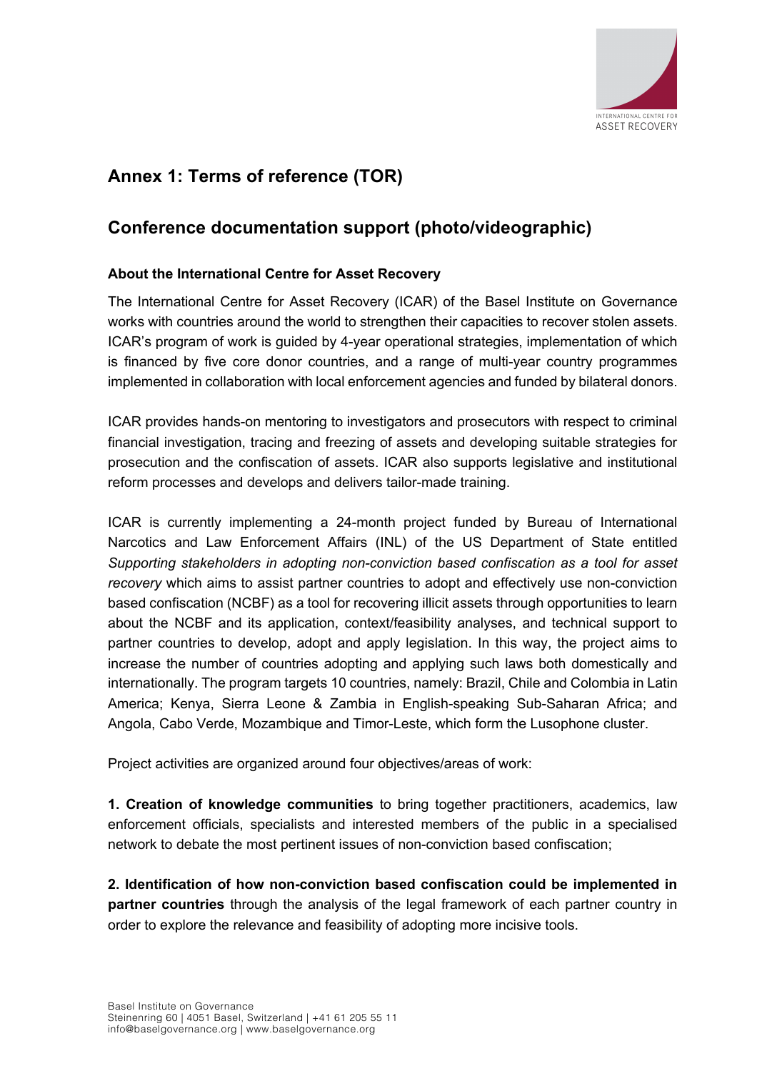## Annex 1: Terms of reference (TOR)

## Conference documentation support (photo/videographic)

### About the International Centre for Asset Recovery

The International Centre for Asset Recovery (ICAR) of the Basel Institute on Governance works with countries around the world to strengthen their capacities to recover stolen assets. ICAR's program of work is guided by 4-year operational strategies, implementation of which is financed by five core donor countries, and a range of multi-year country programmes implemented in collaboration with local enforcement agencies and funded by bilateral donors.

ICAR provides hands-on mentoring to investigators and prosecutors with respect to criminal financial investigation, tracing and freezing of assets and developing suitable strategies for prosecution and the confiscation of assets. ICAR also supports legislative and institutional reform processes and develops and delivers tailor-made training.

ICAR is currently implementing a 24-month project funded by Bureau of International Narcotics and Law Enforcement Affairs (INL) of the US Department of State entitled *Supporting stakeholders in adopting non-conviction based confiscation as a tool for asset recovery* which aims to assist partner countries to adopt and effectively use non-conviction based confiscation (NCBF) as a tool for recovering illicit assets through opportunities to learn about the NCBF and its application, context/feasibility analyses, and technical support to partner countries to develop, adopt and apply legislation. In this way, the project aims to increase the number of countries adopting and applying such laws both domestically and internationally. The program targets 10 countries, namely: Brazil, Chile and Colombia in Latin America; Kenya, Sierra Leone & Zambia in English-speaking Sub-Saharan Africa; and Angola, Cabo Verde, Mozambique and Timor-Leste, which form the Lusophone cluster.

Project activities are organized around four objectives/areas of work:

**1. Creation of knowledge communities** to bring together practitioners, academics, law enforcement officials, specialists and interested members of the public in a specialised network to debate the most pertinent issues of non-conviction based confiscation;

**2. Identification of how non-conviction based confiscation could be implemented in partner countries** through the analysis of the legal framework of each partner country in order to explore the relevance and feasibility of adopting more incisive tools.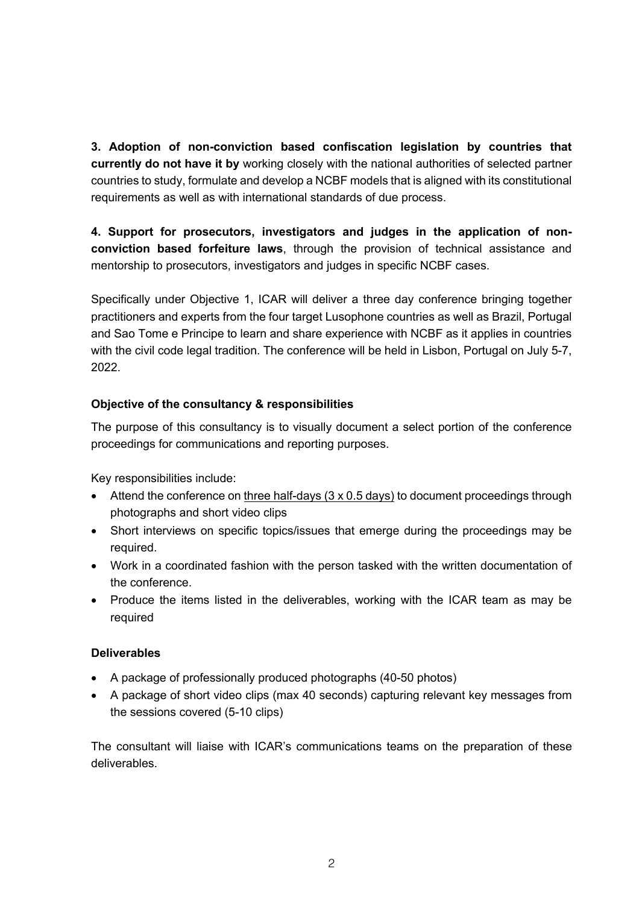**3. Adoption of non-conviction based confiscation legislation by countries that currently do not have it by** working closely with the national authorities of selected partner countries to study, formulate and develop a NCBF models that is aligned with its constitutional requirements as well as with international standards of due process.

**4. Support for prosecutors, investigators and judges in the application of non-conviction based forfeiture laws**, through the provision of technical assistance and mentorship to prosecutors, investigators and judges in specific NCBF cases.

Specifically under Objective 1, ICAR will deliver a three day conference bringing together practitioners and experts from the four target Lusophone countries as well as Brazil, Portugal and Sao Tome e Principe to learn and share experience with NCBF as it applies in countries with the civil code legal tradition. The conference will be held in Lisbon, Portugal on July 5-7, 2022.

**Objective of the consultancy & responsibilities**

The purpose of this consultancy is to visually document a select portion of the conference proceedings for communications and reporting purposes.

Key responsibilities include:

- Attend the conference on <u>three half-days (3 x 0.5 days)</u> to document proceedings through photographs and short video clips
- Short interviews on specific topics/issues that emerge during the proceedings may be required.
- Work in a coordinated fashion with the person tasked with the written documentation of the conference.
- Produce the items listed in the deliverables, working with the ICAR team as may be required

**Deliverables**

- A package of professionally produced photographs (40-50 photos)
- A package of short video clips (max 40 seconds) capturing relevant key messages from the sessions covered (5-10 clips)

The consultant will liaise with ICAR's communications teams on the preparation of these deliverables.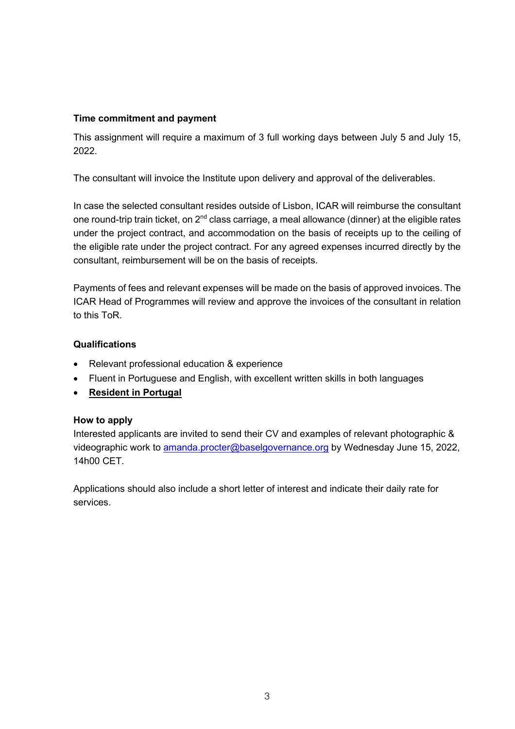**Time commitment and payment**

This assignment will require a maximum of 3 full working days between July 5 and July 15, 2022.

The consultant will invoice the Institute upon delivery and approval of the deliverables.

In case the selected consultant resides outside of Lisbon, ICAR will reimburse the consultant one round-trip train ticket, on 2nd class carriage, a meal allowance (dinner) at the eligible rates under the project contract, and accommodation on the basis of receipts up to the ceiling of the eligible rate under the project contract. For any agreed expenses incurred directly by the consultant, reimbursement will be on the basis of receipts.

Payments of fees and relevant expenses will be made on the basis of approved invoices. The ICAR Head of Programmes will review and approve the invoices of the consultant in relation to this ToR.

**Qualifications**

- Relevant professional education & experience
- Fluent in Portuguese and English, with excellent written skills in both languages
- **Resident in Portugal**

**How to apply**

Interested applicants are invited to send their CV and examples of relevant photographic & videographic work to amanda.procter@baselgovernance.org by Wednesday June 15, 2022, 14h00 CET.

Applications should also include a short letter of interest and indicate their daily rate for services.